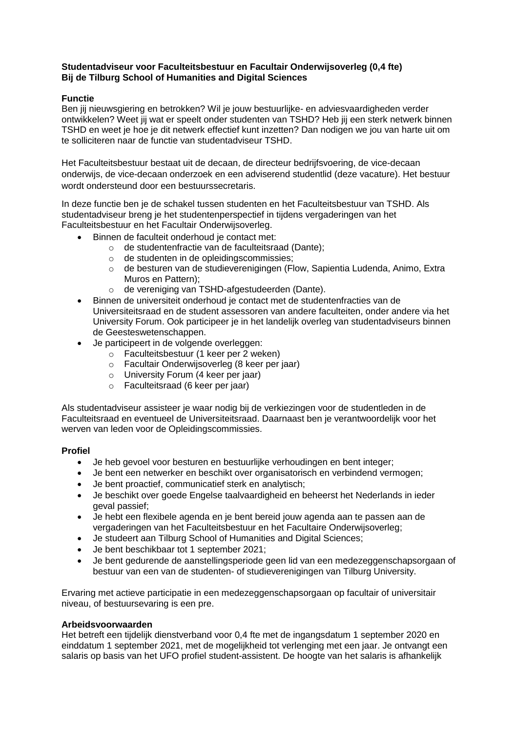**Studentadviseur voor Faculteitsbestuur en Facultair Onderwijsoverleg (0,4 fte)**
**Bij de Tilburg School of Humanities and Digital Sciences**

**Functie**

Ben jij nieuwsgiering en betrokken? Wil je jouw bestuurlijke- en adviesvaardigheden verder ontwikkelen? Weet jij wat er speelt onder studenten van TSHD? Heb jij een sterk netwerk binnen TSHD en weet je hoe je dit netwerk effectief kunt inzetten? Dan nodigen we jou van harte uit om te solliciteren naar de functie van studentadviseur TSHD.

Het Faculteitsbestuur bestaat uit de decaan, de directeur bedrijfsvoering, de vice-decaan onderwijs, de vice-decaan onderzoek en een adviserend studentlid (deze vacature). Het bestuur wordt ondersteund door een bestuurssecretaris.

In deze functie ben je de schakel tussen studenten en het Faculteitsbestuur van TSHD. Als studentadviseur breng je het studentenperspectief in tijdens vergaderingen van het Faculteitsbestuur en het Facultair Onderwijsoverleg.

- Binnen de faculteit onderhoud je contact met:
  - de studentenfractie van de faculteitsraad (Dante);
  - de studenten in de opleidingscommissies;
  - de besturen van de studieverenigingen (Flow, Sapientia Ludenda, Animo, Extra Muros en Pattern);
  - de vereniging van TSHD-afgestudeerden (Dante).
- Binnen de universiteit onderhoud je contact met de studentenfracties van de Universiteitsraad en de student assessoren van andere faculteiten, onder andere via het University Forum. Ook participeer je in het landelijk overleg van studentadviseurs binnen de Geesteswetenschappen.
- Je participeert in de volgende overleggen:
  - Faculteitsbestuur (1 keer per 2 weken)
  - Facultair Onderwijsoverleg (8 keer per jaar)
  - University Forum (4 keer per jaar)
  - Faculteitsraad (6 keer per jaar)

Als studentadviseur assisteer je waar nodig bij de verkiezingen voor de studentleden in de Faculteitsraad en eventueel de Universiteitsraad. Daarnaast ben je verantwoordelijk voor het werven van leden voor de Opleidingscommissies.

**Profiel**

- Je heb gevoel voor besturen en bestuurlijke verhoudingen en bent integer;
- Je bent een netwerker en beschikt over organisatorisch en verbindend vermogen;
- Je bent proactief, communicatief sterk en analytisch;
- Je beschikt over goede Engelse taalvaardigheid en beheerst het Nederlands in ieder geval passief;
- Je hebt een flexibele agenda en je bent bereid jouw agenda aan te passen aan de vergaderingen van het Faculteitsbestuur en het Facultaire Onderwijsoverleg;
- Je studeert aan Tilburg School of Humanities and Digital Sciences;
- Je bent beschikbaar tot 1 september 2021;
- Je bent gedurende de aanstellingsperiode geen lid van een medezeggenschapsorgaan of bestuur van een van de studenten- of studieverenigingen van Tilburg University.

Ervaring met actieve participatie in een medezeggenschapsorgaan op facultair of universitair niveau, of bestuursevaring is een pre.

**Arbeidsvoorwaarden**

Het betreft een tijdelijk dienstverband voor 0,4 fte met de ingangsdatum 1 september 2020 en einddatum 1 september 2021, met de mogelijkheid tot verlenging met een jaar. Je ontvangt een salaris op basis van het UFO profiel student-assistent. De hoogte van het salaris is afhankelijk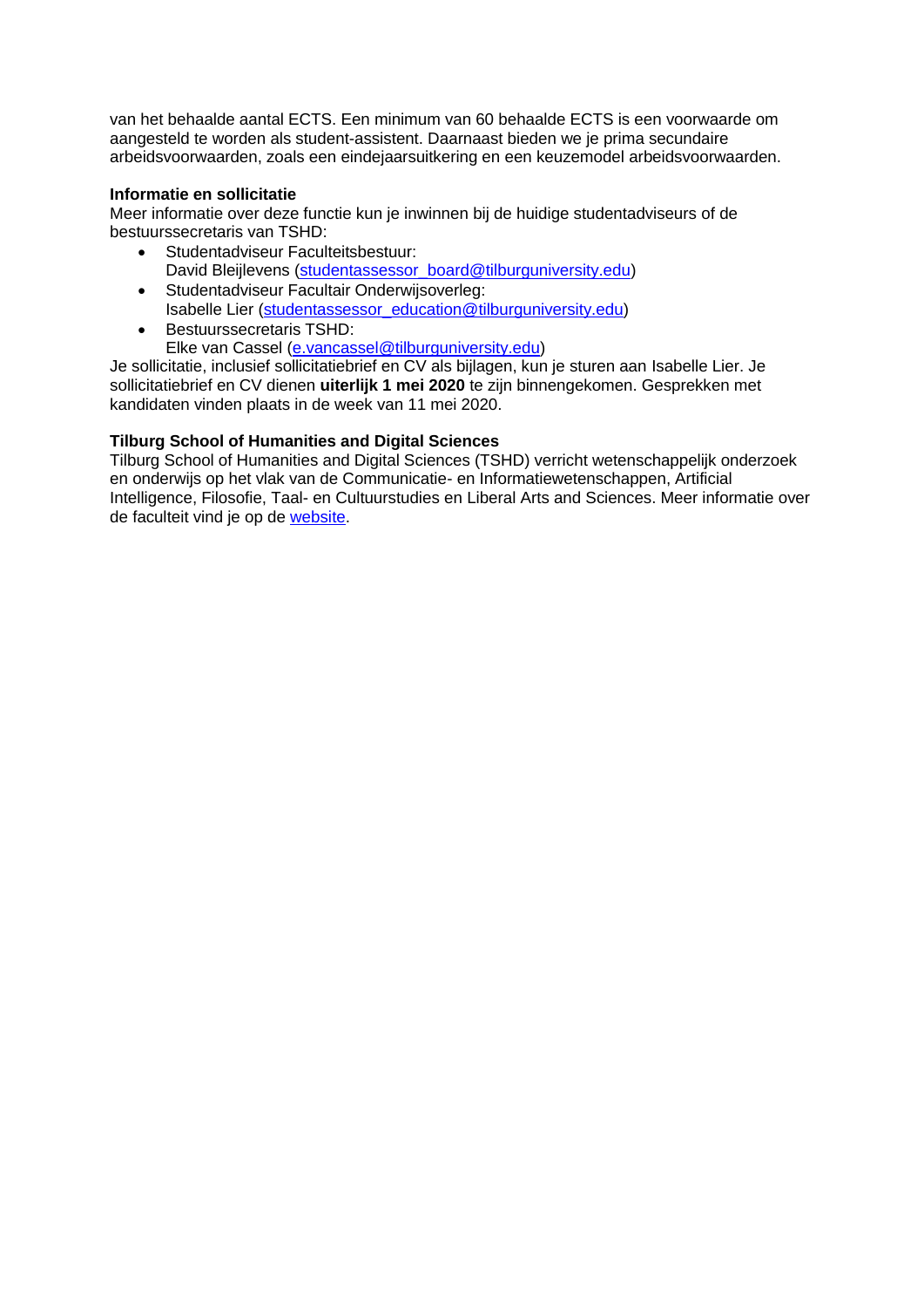van het behaalde aantal ECTS. Een minimum van 60 behaalde ECTS is een voorwaarde om aangesteld te worden als student-assistent. Daarnaast bieden we je prima secundaire arbeidsvoorwaarden, zoals een eindejaarsuitkering en een keuzemodel arbeidsvoorwaarden.

**Informatie en sollicitatie**
Meer informatie over deze functie kun je inwinnen bij de huidige studentadviseurs of de bestuurssecretaris van TSHD:

- Studentadviseur Faculteitsbestuur:
  David Bleijlevens (studentassessor_board@tilburguniversity.edu)
- Studentadviseur Facultair Onderwijsoverleg:
  Isabelle Lier (studentassessor_education@tilburguniversity.edu)
- Bestuurssecretaris TSHD:
  Elke van Cassel (e.vancassel@tilburguniversity.edu)

Je sollicitatie, inclusief sollicitatiebrief en CV als bijlagen, kun je sturen aan Isabelle Lier. Je sollicitatiebrief en CV dienen **uiterlijk 1 mei 2020** te zijn binnengekomen. Gesprekken met kandidaten vinden plaats in de week van 11 mei 2020.

**Tilburg School of Humanities and Digital Sciences**
Tilburg School of Humanities and Digital Sciences (TSHD) verricht wetenschappelijk onderzoek en onderwijs op het vlak van de Communicatie- en Informatiewetenschappen, Artificial Intelligence, Filosofie, Taal- en Cultuurstudies en Liberal Arts and Sciences. Meer informatie over de faculteit vind je op de website.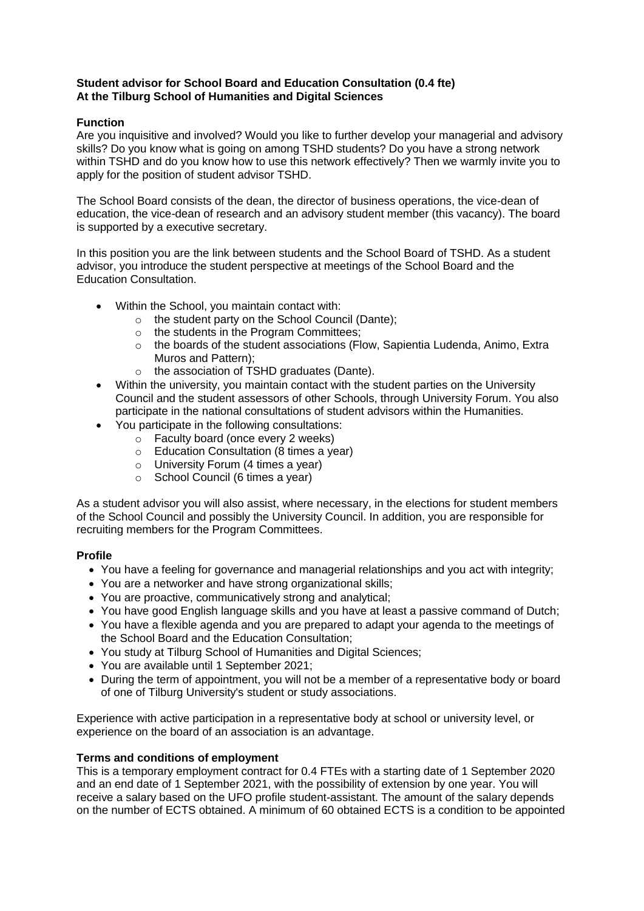**Student advisor for School Board and Education Consultation (0.4 fte)**
**At the Tilburg School of Humanities and Digital Sciences**

**Function**

Are you inquisitive and involved? Would you like to further develop your managerial and advisory skills? Do you know what is going on among TSHD students? Do you have a strong network within TSHD and do you know how to use this network effectively? Then we warmly invite you to apply for the position of student advisor TSHD.

The School Board consists of the dean, the director of business operations, the vice-dean of education, the vice-dean of research and an advisory student member (this vacancy). The board is supported by a executive secretary.

In this position you are the link between students and the School Board of TSHD. As a student advisor, you introduce the student perspective at meetings of the School Board and the Education Consultation.

- Within the School, you maintain contact with:
  - the student party on the School Council (Dante);
  - the students in the Program Committees;
  - the boards of the student associations (Flow, Sapientia Ludenda, Animo, Extra Muros and Pattern);
  - the association of TSHD graduates (Dante).
- Within the university, you maintain contact with the student parties on the University Council and the student assessors of other Schools, through University Forum. You also participate in the national consultations of student advisors within the Humanities.
- You participate in the following consultations:
  - Faculty board (once every 2 weeks)
  - Education Consultation (8 times a year)
  - University Forum (4 times a year)
  - School Council (6 times a year)

As a student advisor you will also assist, where necessary, in the elections for student members of the School Council and possibly the University Council. In addition, you are responsible for recruiting members for the Program Committees.

**Profile**

- You have a feeling for governance and managerial relationships and you act with integrity;
- You are a networker and have strong organizational skills;
- You are proactive, communicatively strong and analytical;
- You have good English language skills and you have at least a passive command of Dutch;
- You have a flexible agenda and you are prepared to adapt your agenda to the meetings of the School Board and the Education Consultation;
- You study at Tilburg School of Humanities and Digital Sciences;
- You are available until 1 September 2021;
- During the term of appointment, you will not be a member of a representative body or board of one of Tilburg University's student or study associations.

Experience with active participation in a representative body at school or university level, or experience on the board of an association is an advantage.

**Terms and conditions of employment**

This is a temporary employment contract for 0.4 FTEs with a starting date of 1 September 2020 and an end date of 1 September 2021, with the possibility of extension by one year. You will receive a salary based on the UFO profile student-assistant. The amount of the salary depends on the number of ECTS obtained. A minimum of 60 obtained ECTS is a condition to be appointed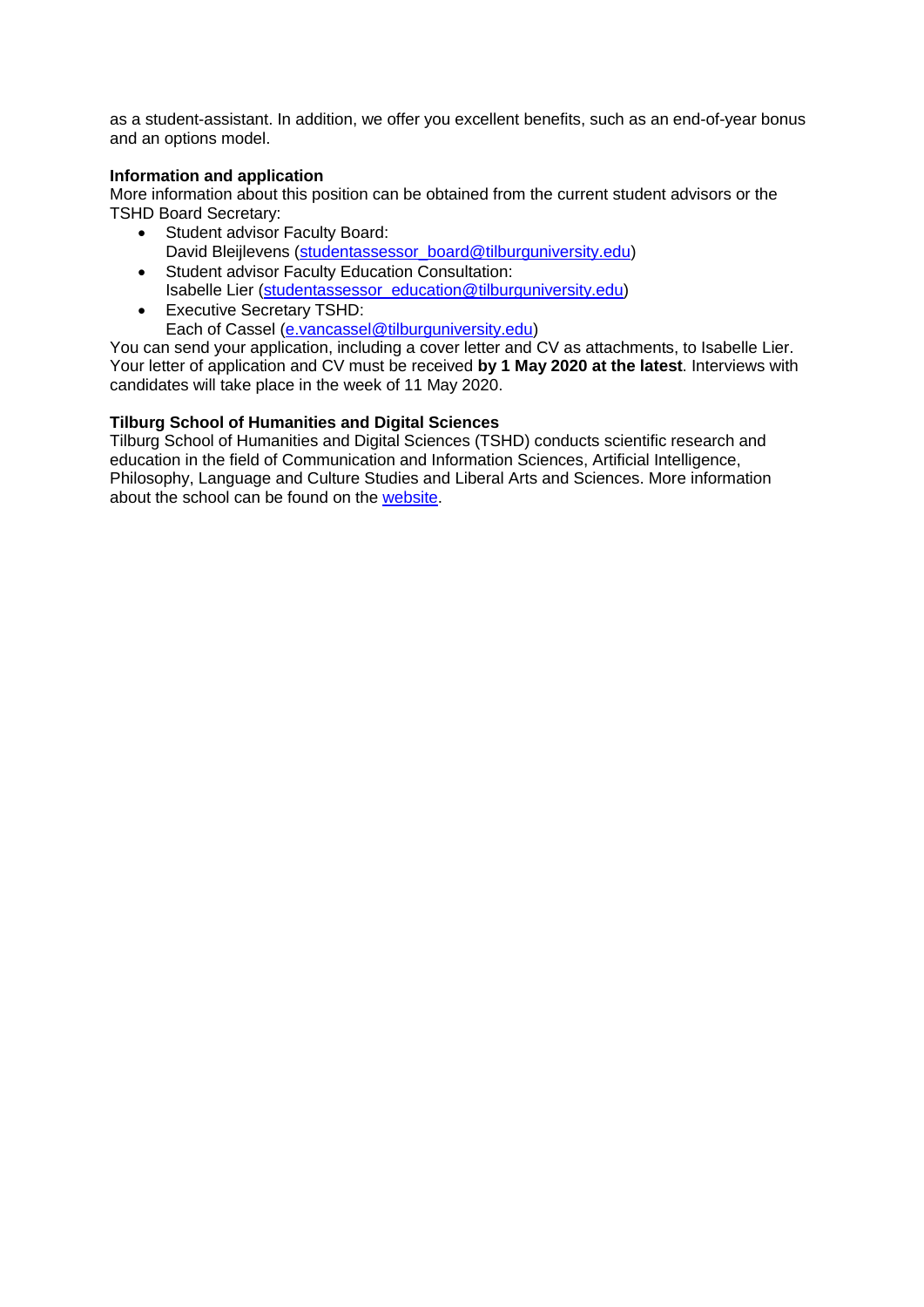as a student-assistant. In addition, we offer you excellent benefits, such as an end-of-year bonus and an options model.

**Information and application**

More information about this position can be obtained from the current student advisors or the TSHD Board Secretary:

- Student advisor Faculty Board:
  David Bleijlevens (studentassessor_board@tilburguniversity.edu)
- Student advisor Faculty Education Consultation:
  Isabelle Lier (studentassessor_education@tilburguniversity.edu)
- Executive Secretary TSHD:
  Each of Cassel (e.vancassel@tilburguniversity.edu)

You can send your application, including a cover letter and CV as attachments, to Isabelle Lier. Your letter of application and CV must be received **by 1 May 2020 at the latest**. Interviews with candidates will take place in the week of 11 May 2020.

**Tilburg School of Humanities and Digital Sciences**

Tilburg School of Humanities and Digital Sciences (TSHD) conducts scientific research and education in the field of Communication and Information Sciences, Artificial Intelligence, Philosophy, Language and Culture Studies and Liberal Arts and Sciences. More information about the school can be found on the website.